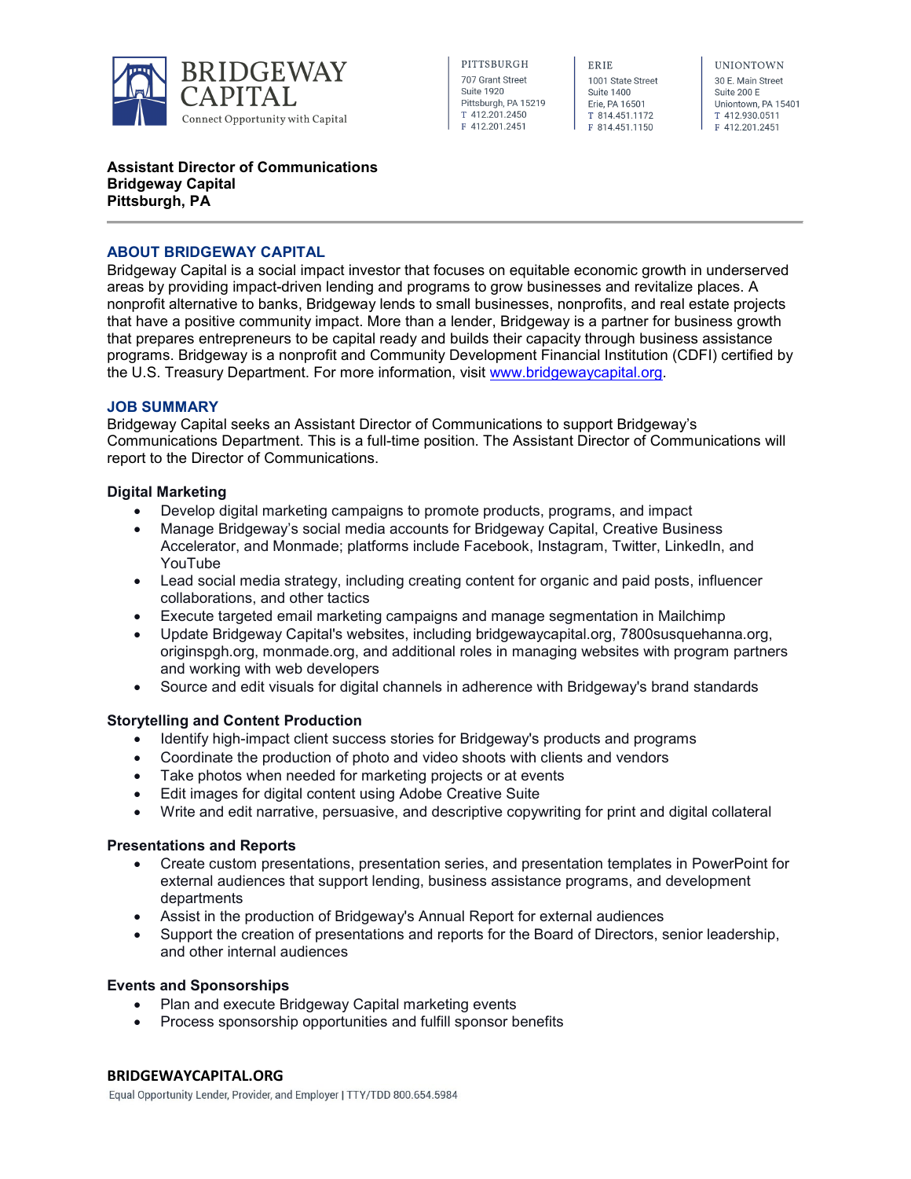# BRIDGEWAY CAPITAL

Connect Opportunity with Capital

**PITTSBURGH**
707 Grant Street
Suite 1920
Pittsburgh, PA 15219
T 412.201.2450
F 412.201.2451

**ERIE**
1001 State Street
Suite 1400
Erie, PA 16501
T 814.451.1172
F 814.451.1150

**UNIONTOWN**
30 E. Main Street
Suite 200 E
Uniontown, PA 15401
T 412.930.0511
F 412.201.2451

**Assistant Director of Communications**
**Bridgeway Capital**
**Pittsburgh, PA**

---

## ABOUT BRIDGEWAY CAPITAL

Bridgeway Capital is a social impact investor that focuses on equitable economic growth in underserved areas by providing impact-driven lending and programs to grow businesses and revitalize places. A nonprofit alternative to banks, Bridgeway lends to small businesses, nonprofits, and real estate projects that have a positive community impact. More than a lender, Bridgeway is a partner for business growth that prepares entrepreneurs to be capital ready and builds their capacity through business assistance programs. Bridgeway is a nonprofit and Community Development Financial Institution (CDFI) certified by the U.S. Treasury Department. For more information, visit [www.bridgewaycapital.org](http://www.bridgewaycapital.org).

## JOB SUMMARY

Bridgeway Capital seeks an Assistant Director of Communications to support Bridgeway's Communications Department. This is a full-time position. The Assistant Director of Communications will report to the Director of Communications.

### Digital Marketing

- Develop digital marketing campaigns to promote products, programs, and impact
- Manage Bridgeway's social media accounts for Bridgeway Capital, Creative Business Accelerator, and Monmade; platforms include Facebook, Instagram, Twitter, LinkedIn, and YouTube
- Lead social media strategy, including creating content for organic and paid posts, influencer collaborations, and other tactics
- Execute targeted email marketing campaigns and manage segmentation in Mailchimp
- Update Bridgeway Capital's websites, including bridgewaycapital.org, 7800susquehanna.org, originspgh.org, monmade.org, and additional roles in managing websites with program partners and working with web developers
- Source and edit visuals for digital channels in adherence with Bridgeway's brand standards

### Storytelling and Content Production

- Identify high-impact client success stories for Bridgeway's products and programs
- Coordinate the production of photo and video shoots with clients and vendors
- Take photos when needed for marketing projects or at events
- Edit images for digital content using Adobe Creative Suite
- Write and edit narrative, persuasive, and descriptive copywriting for print and digital collateral

### Presentations and Reports

- Create custom presentations, presentation series, and presentation templates in PowerPoint for external audiences that support lending, business assistance programs, and development departments
- Assist in the production of Bridgeway's Annual Report for external audiences
- Support the creation of presentations and reports for the Board of Directors, senior leadership, and other internal audiences

### Events and Sponsorships

- Plan and execute Bridgeway Capital marketing events
- Process sponsorship opportunities and fulfill sponsor benefits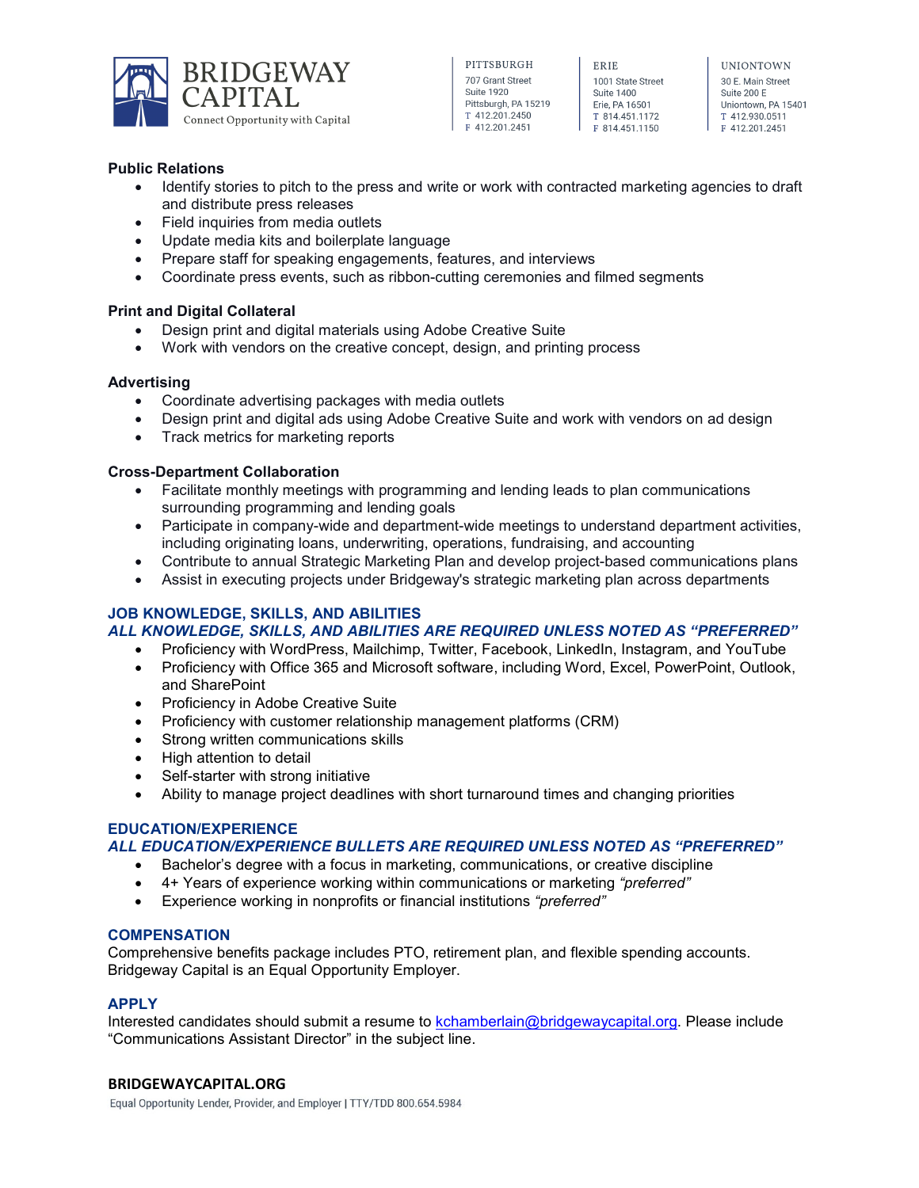**Public Relations**

- Identify stories to pitch to the press and write or work with contracted marketing agencies to draft and distribute press releases
- Field inquiries from media outlets
- Update media kits and boilerplate language
- Prepare staff for speaking engagements, features, and interviews
- Coordinate press events, such as ribbon-cutting ceremonies and filmed segments

**Print and Digital Collateral**

- Design print and digital materials using Adobe Creative Suite
- Work with vendors on the creative concept, design, and printing process

**Advertising**

- Coordinate advertising packages with media outlets
- Design print and digital ads using Adobe Creative Suite and work with vendors on ad design
- Track metrics for marketing reports

**Cross-Department Collaboration**

- Facilitate monthly meetings with programming and lending leads to plan communications surrounding programming and lending goals
- Participate in company-wide and department-wide meetings to understand department activities, including originating loans, underwriting, operations, fundraising, and accounting
- Contribute to annual Strategic Marketing Plan and develop project-based communications plans
- Assist in executing projects under Bridgeway's strategic marketing plan across departments

## JOB KNOWLEDGE, SKILLS, AND ABILITIES

***ALL KNOWLEDGE, SKILLS, AND ABILITIES ARE REQUIRED UNLESS NOTED AS "PREFERRED"***

- Proficiency with WordPress, Mailchimp, Twitter, Facebook, LinkedIn, Instagram, and YouTube
- Proficiency with Office 365 and Microsoft software, including Word, Excel, PowerPoint, Outlook, and SharePoint
- Proficiency in Adobe Creative Suite
- Proficiency with customer relationship management platforms (CRM)
- Strong written communications skills
- High attention to detail
- Self-starter with strong initiative
- Ability to manage project deadlines with short turnaround times and changing priorities

## EDUCATION/EXPERIENCE

***ALL EDUCATION/EXPERIENCE BULLETS ARE REQUIRED UNLESS NOTED AS "PREFERRED"***

- Bachelor's degree with a focus in marketing, communications, or creative discipline
- 4+ Years of experience working within communications or marketing *"preferred"*
- Experience working in nonprofits or financial institutions *"preferred"*

## COMPENSATION

Comprehensive benefits package includes PTO, retirement plan, and flexible spending accounts. Bridgeway Capital is an Equal Opportunity Employer.

## APPLY

Interested candidates should submit a resume to kchamberlain@bridgewaycapital.org. Please include "Communications Assistant Director" in the subject line.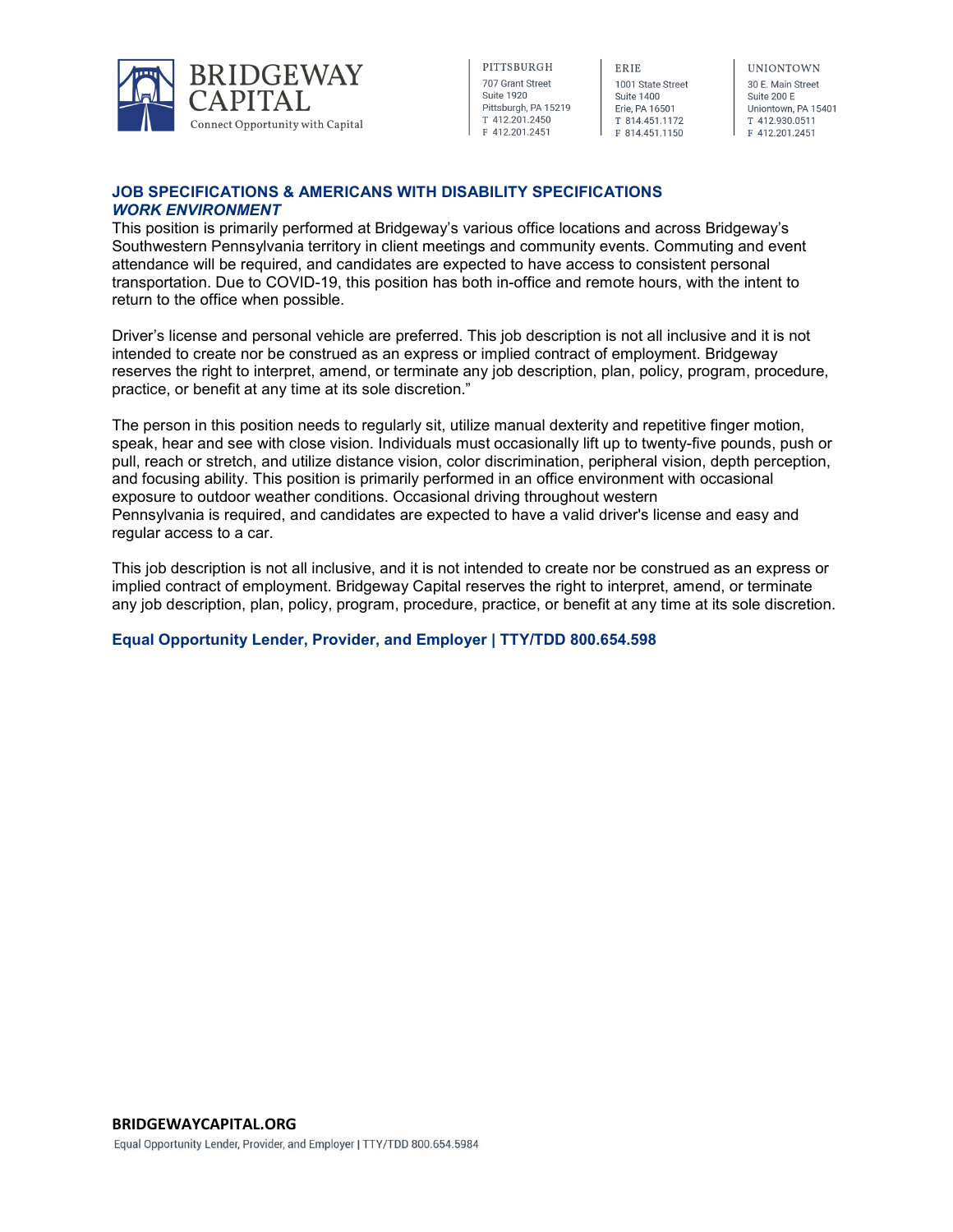## JOB SPECIFICATIONS & AMERICANS WITH DISABILITY SPECIFICATIONS

### *WORK ENVIRONMENT*

This position is primarily performed at Bridgeway's various office locations and across Bridgeway's Southwestern Pennsylvania territory in client meetings and community events. Commuting and event attendance will be required, and candidates are expected to have access to consistent personal transportation. Due to COVID-19, this position has both in-office and remote hours, with the intent to return to the office when possible.

Driver's license and personal vehicle are preferred. This job description is not all inclusive and it is not intended to create nor be construed as an express or implied contract of employment. Bridgeway reserves the right to interpret, amend, or terminate any job description, plan, policy, program, procedure, practice, or benefit at any time at its sole discretion."

The person in this position needs to regularly sit, utilize manual dexterity and repetitive finger motion, speak, hear and see with close vision. Individuals must occasionally lift up to twenty-five pounds, push or pull, reach or stretch, and utilize distance vision, color discrimination, peripheral vision, depth perception, and focusing ability. This position is primarily performed in an office environment with occasional exposure to outdoor weather conditions. Occasional driving throughout western Pennsylvania is required, and candidates are expected to have a valid driver's license and easy and regular access to a car.

This job description is not all inclusive, and it is not intended to create nor be construed as an express or implied contract of employment. Bridgeway Capital reserves the right to interpret, amend, or terminate any job description, plan, policy, program, procedure, practice, or benefit at any time at its sole discretion.

**Equal Opportunity Lender, Provider, and Employer | TTY/TDD 800.654.598**